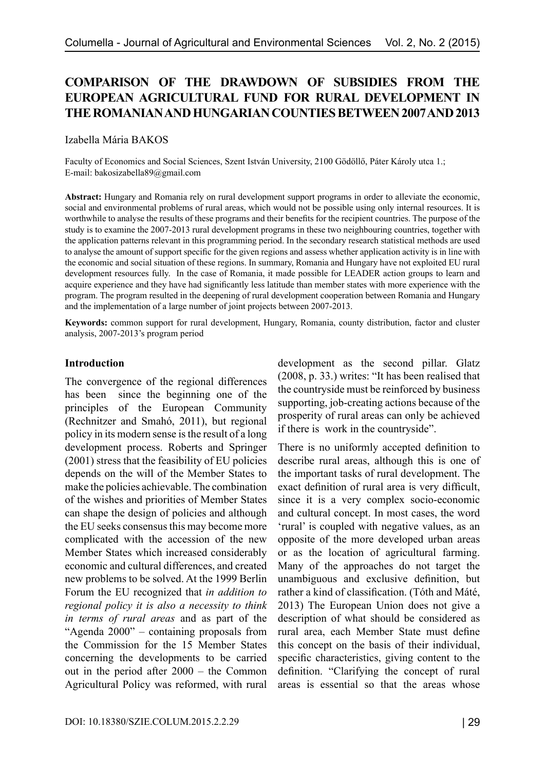# COMPARISON OF THE DRAWDOWN OF SUBSIDIES FROM THE EUROPEAN AGRICULTURAL FUND FOR RURAL DEVELOPMENT IN THE ROMANIAN AND HUNGARIAN COUNTIES BETWEEN 2007 AND 2013

Izabella Mária BAKOS

Faculty of Economics and Social Sciences, Szent István University, 2100 Gödöllő, Páter Károly utca 1.; E-mail: bakosizabella89@gmail.com

**Abstract:** Hungary and Romania rely on rural development support programs in order to alleviate the economic, social and environmental problems of rural areas, which would not be possible using only internal resources. It is worthwhile to analyse the results of these programs and their benefits for the recipient countries. The purpose of the study is to examine the 2007-2013 rural development programs in these two neighbouring countries, together with the application patterns relevant in this programming period. In the secondary research statistical methods are used to analyse the amount of support specific for the given regions and assess whether application activity is in line with the economic and social situation of these regions. In summary, Romania and Hungary have not exploited EU rural development resources fully. In the case of Romania, it made possible for LEADER action groups to learn and acquire experience and they have had significantly less latitude than member states with more experience with the program. The program resulted in the deepening of rural development cooperation between Romania and Hungary and the implementation of a large number of joint projects between 2007-2013.

**Keywords:** common support for rural development, Hungary, Romania, county distribution, factor and cluster analysis, 2007-2013's program period

## Introduction

The convergence of the regional differences has been since the beginning one of the principles of the European Community (Rechnitzer and Smahó, 2011), but regional policy in its modern sense is the result of a long development process. Roberts and Springer (2001) stress that the feasibility of EU policies depends on the will of the Member States to make the policies achievable. The combination of the wishes and priorities of Member States can shape the design of policies and although the EU seeks consensus this may become more complicated with the accession of the new Member States which increased considerably economic and cultural differences, and created new problems to be solved. At the 1999 Berlin Forum the EU recognized that *in addition to regional policy it is also a necessity to think in terms of rural areas* and as part of the "Agenda 2000" – containing proposals from the Commission for the 15 Member States concerning the developments to be carried out in the period after 2000 – the Common Agricultural Policy was reformed, with rural development as the second pillar. Glatz (2008, p. 33.) writes: "It has been realised that the countryside must be reinforced by business supporting, job-creating actions because of the prosperity of rural areas can only be achieved if there is work in the countryside".

There is no uniformly accepted definition to describe rural areas, although this is one of the important tasks of rural development. The exact definition of rural area is very difficult, since it is a very complex socio-economic and cultural concept. In most cases, the word 'rural' is coupled with negative values, as an opposite of the more developed urban areas or as the location of agricultural farming. Many of the approaches do not target the unambiguous and exclusive definition, but rather a kind of classification. (Tóth and Máté, 2013) The European Union does not give a description of what should be considered as rural area, each Member State must define this concept on the basis of their individual, specific characteristics, giving content to the definition. "Clarifying the concept of rural areas is essential so that the areas whose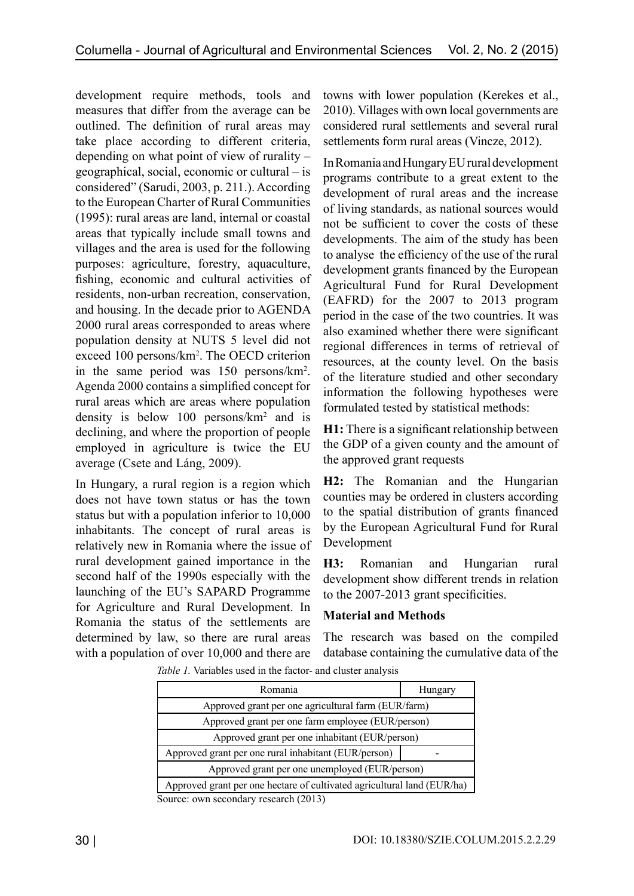development require methods, tools and measures that differ from the average can be outlined. The definition of rural areas may take place according to different criteria, depending on what point of view of rurality – geographical, social, economic or cultural – is considered" (Sarudi, 2003, p. 211.). According to the European Charter of Rural Communities (1995): rural areas are land, internal or coastal areas that typically include small towns and villages and the area is used for the following purposes: agriculture, forestry, aquaculture, fishing, economic and cultural activities of residents, non-urban recreation, conservation, and housing. In the decade prior to AGENDA 2000 rural areas corresponded to areas where population density at NUTS 5 level did not exceed 100 persons/km$^2$. The OECD criterion in the same period was 150 persons/km$^2$. Agenda 2000 contains a simplified concept for rural areas which are areas where population density is below 100 persons/km$^2$ and is declining, and where the proportion of people employed in agriculture is twice the EU average (Csete and Láng, 2009).

In Hungary, a rural region is a region which does not have town status or has the town status but with a population inferior to 10,000 inhabitants. The concept of rural areas is relatively new in Romania where the issue of rural development gained importance in the second half of the 1990s especially with the launching of the EU's SAPARD Programme for Agriculture and Rural Development. In Romania the status of the settlements are determined by law, so there are rural areas with a population of over 10,000 and there are towns with lower population (Kerekes et al., 2010). Villages with own local governments are considered rural settlements and several rural settlements form rural areas (Vincze, 2012).

In Romania and Hungary EU rural development programs contribute to a great extent to the development of rural areas and the increase of living standards, as national sources would not be sufficient to cover the costs of these developments. The aim of the study has been to analyse the efficiency of the use of the rural development grants financed by the European Agricultural Fund for Rural Development (EAFRD) for the 2007 to 2013 program period in the case of the two countries. It was also examined whether there were significant regional differences in terms of retrieval of resources, at the county level. On the basis of the literature studied and other secondary information the following hypotheses were formulated tested by statistical methods:

**H1:** There is a significant relationship between the GDP of a given county and the amount of the approved grant requests

**H2:** The Romanian and the Hungarian counties may be ordered in clusters according to the spatial distribution of grants financed by the European Agricultural Fund for Rural Development

**H3:** Romanian and Hungarian rural development show different trends in relation to the 2007-2013 grant specificities.

## Material and Methods

The research was based on the compiled database containing the cumulative data of the

*Table 1.* Variables used in the factor- and cluster analysis

| Romania | Hungary |
|---|---|
| Approved grant per one agricultural farm (EUR/farm) | |
| Approved grant per one farm employee (EUR/person) | |
| Approved grant per one inhabitant (EUR/person) | |
| Approved grant per one rural inhabitant (EUR/person) | - |
| Approved grant per one unemployed (EUR/person) | |
| Approved grant per one hectare of cultivated agricultural land (EUR/ha) | |

Source: own secondary research (2013)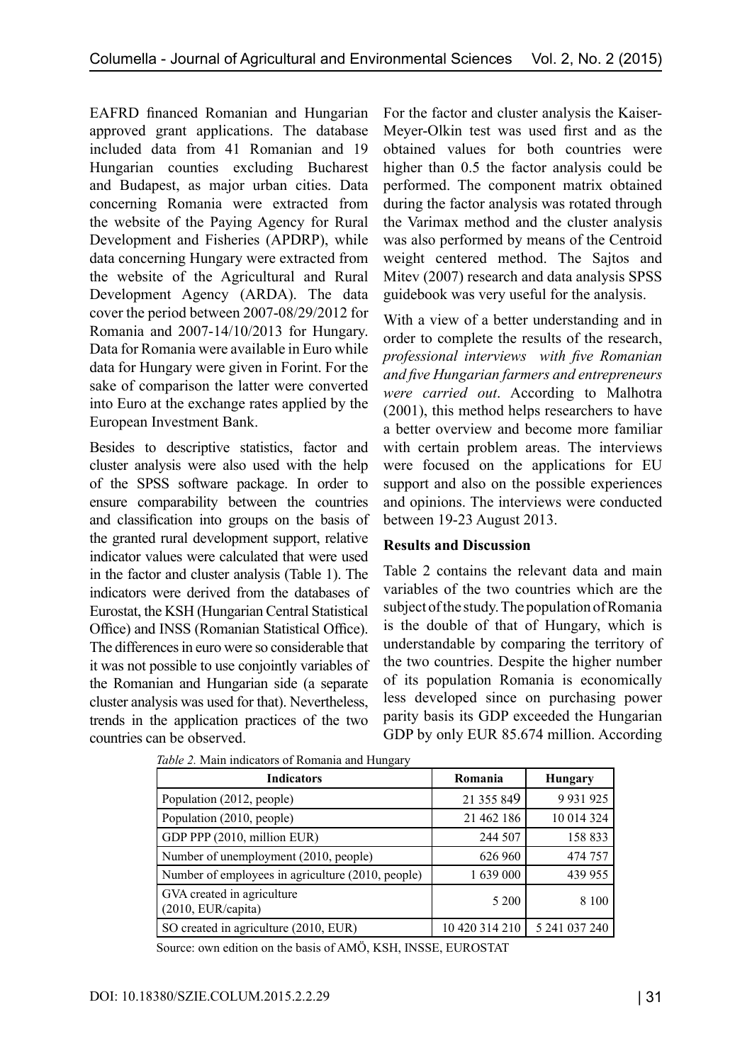EAFRD financed Romanian and Hungarian approved grant applications. The database included data from 41 Romanian and 19 Hungarian counties excluding Bucharest and Budapest, as major urban cities. Data concerning Romania were extracted from the website of the Paying Agency for Rural Development and Fisheries (APDRP), while data concerning Hungary were extracted from the website of the Agricultural and Rural Development Agency (ARDA). The data cover the period between 2007-08/29/2012 for Romania and 2007-14/10/2013 for Hungary. Data for Romania were available in Euro while data for Hungary were given in Forint. For the sake of comparison the latter were converted into Euro at the exchange rates applied by the European Investment Bank.

Besides to descriptive statistics, factor and cluster analysis were also used with the help of the SPSS software package. In order to ensure comparability between the countries and classification into groups on the basis of the granted rural development support, relative indicator values were calculated that were used in the factor and cluster analysis (Table 1). The indicators were derived from the databases of Eurostat, the KSH (Hungarian Central Statistical Office) and INSS (Romanian Statistical Office). The differences in euro were so considerable that it was not possible to use conjointly variables of the Romanian and Hungarian side (a separate cluster analysis was used for that). Nevertheless, trends in the application practices of the two countries can be observed.

For the factor and cluster analysis the Kaiser-Meyer-Olkin test was used first and as the obtained values for both countries were higher than 0.5 the factor analysis could be performed. The component matrix obtained during the factor analysis was rotated through the Varimax method and the cluster analysis was also performed by means of the Centroid weight centered method. The Sajtos and Mitev (2007) research and data analysis SPSS guidebook was very useful for the analysis.

With a view of a better understanding and in order to complete the results of the research, *professional interviews with five Romanian and five Hungarian farmers and entrepreneurs were carried out*. According to Malhotra (2001), this method helps researchers to have a better overview and become more familiar with certain problem areas. The interviews were focused on the applications for EU support and also on the possible experiences and opinions. The interviews were conducted between 19-23 August 2013.

## Results and Discussion

Table 2 contains the relevant data and main variables of the two countries which are the subject of the study. The population of Romania is the double of that of Hungary, which is understandable by comparing the territory of the two countries. Despite the higher number of its population Romania is economically less developed since on purchasing power parity basis its GDP exceeded the Hungarian GDP by only EUR 85.674 million. According

*Table 2.* Main indicators of Romania and Hungary

| Indicators | Romania | Hungary |
|---|---|---|
| Population (2012, people) | 21 355 849 | 9 931 925 |
| Population (2010, people) | 21 462 186 | 10 014 324 |
| GDP PPP (2010, million EUR) | 244 507 | 158 833 |
| Number of unemployment (2010, people) | 626 960 | 474 757 |
| Number of employees in agriculture (2010, people) | 1 639 000 | 439 955 |
| GVA created in agriculture (2010, EUR/capita) | 5 200 | 8 100 |
| SO created in agriculture (2010, EUR) | 10 420 314 210 | 5 241 037 240 |

Source: own edition on the basis of AMÖ, KSH, INSSE, EUROSTAT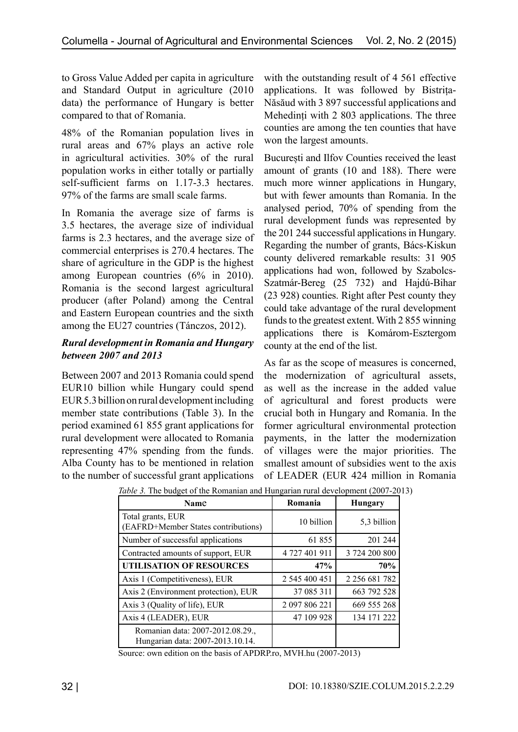to Gross Value Added per capita in agriculture and Standard Output in agriculture (2010 data) the performance of Hungary is better compared to that of Romania.

48% of the Romanian population lives in rural areas and 67% plays an active role in agricultural activities. 30% of the rural population works in either totally or partially self-sufficient farms on 1.17-3.3 hectares. 97% of the farms are small scale farms.

In Romania the average size of farms is 3.5 hectares, the average size of individual farms is 2.3 hectares, and the average size of commercial enterprises is 270.4 hectares. The share of agriculture in the GDP is the highest among European countries (6% in 2010). Romania is the second largest agricultural producer (after Poland) among the Central and Eastern European countries and the sixth among the EU27 countries (Tánczos, 2012).

### *Rural development in Romania and Hungary between 2007 and 2013*

Between 2007 and 2013 Romania could spend EUR10 billion while Hungary could spend EUR 5.3 billion on rural development including member state contributions (Table 3). In the period examined 61 855 grant applications for rural development were allocated to Romania representing 47% spending from the funds. Alba County has to be mentioned in relation to the number of successful grant applications with the outstanding result of 4 561 effective applications. It was followed by Bistrița-Năsăud with 3 897 successful applications and Mehedinți with 2 803 applications. The three counties are among the ten counties that have won the largest amounts.

București and Ilfov Counties received the least amount of grants (10 and 188). There were much more winner applications in Hungary, but with fewer amounts than Romania. In the analysed period, 70% of spending from the rural development funds was represented by the 201 244 successful applications in Hungary. Regarding the number of grants, Bács-Kiskun county delivered remarkable results: 31 905 applications had won, followed by Szabolcs-Szatmár-Bereg (25 732) and Hajdú-Bihar (23 928) counties. Right after Pest county they could take advantage of the rural development funds to the greatest extent. With 2 855 winning applications there is Komárom-Esztergom county at the end of the list.

As far as the scope of measures is concerned, the modernization of agricultural assets, as well as the increase in the added value of agricultural and forest products were crucial both in Hungary and Romania. In the former agricultural environmental protection payments, in the latter the modernization of villages were the major priorities. The smallest amount of subsidies went to the axis of LEADER (EUR 424 million in Romania

*Table 3.* The budget of the Romanian and Hungarian rural development (2007-2013)

| Name | Romania | Hungary |
|---|---|---|
| Total grants, EUR (EAFRD+Member States contributions) | 10 billion | 5,3 billion |
| Number of successful applications | 61 855 | 201 244 |
| Contracted amounts of support, EUR | 4 727 401 911 | 3 724 200 800 |
| **UTILISATION OF RESOURCES** | **47%** | **70%** |
| Axis 1 (Competitiveness), EUR | 2 545 400 451 | 2 256 681 782 |
| Axis 2 (Environment protection), EUR | 37 085 311 | 663 792 528 |
| Axis 3 (Quality of life), EUR | 2 097 806 221 | 669 555 268 |
| Axis 4 (LEADER), EUR | 47 109 928 | 134 171 222 |
| Romanian data: 2007-2012.08.29., Hungarian data: 2007-2013.10.14. | | |

Source: own edition on the basis of APDRP.ro, MVH.hu (2007-2013)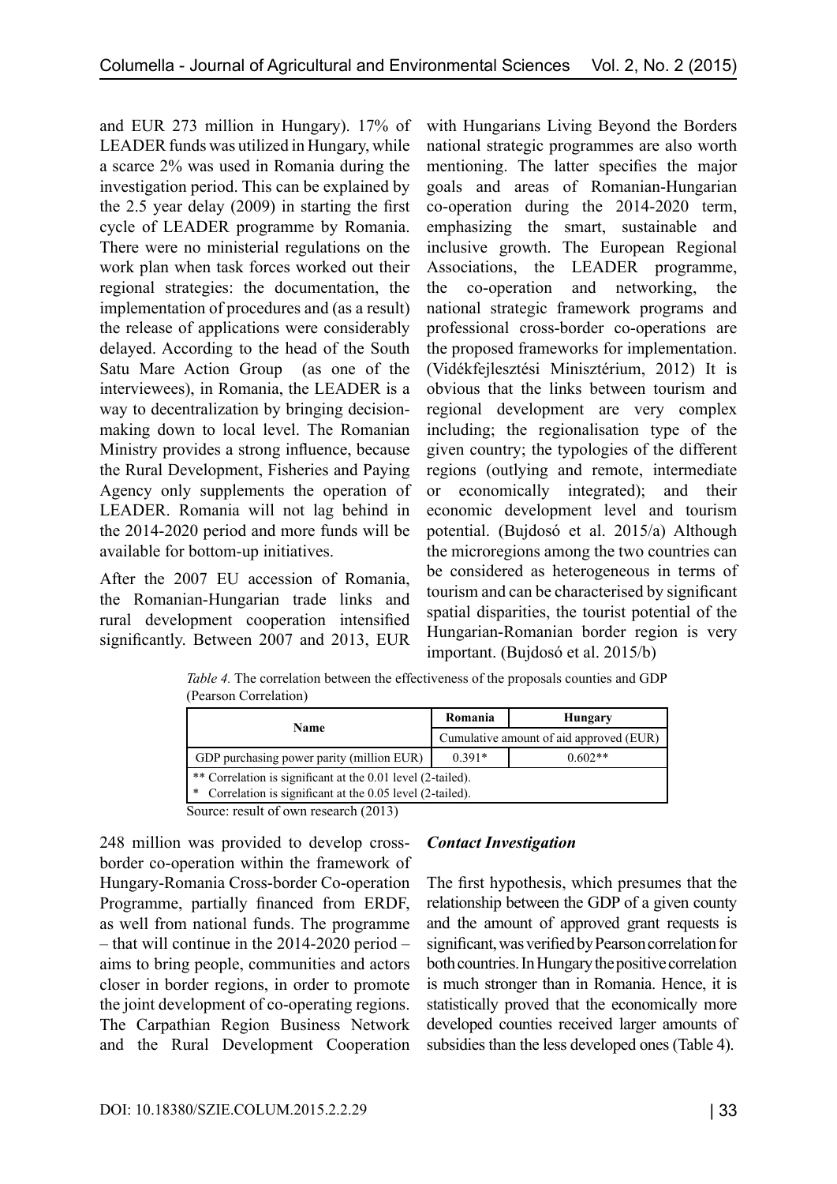and EUR 273 million in Hungary). 17% of LEADER funds was utilized in Hungary, while a scarce 2% was used in Romania during the investigation period. This can be explained by the 2.5 year delay (2009) in starting the first cycle of LEADER programme by Romania. There were no ministerial regulations on the work plan when task forces worked out their regional strategies: the documentation, the implementation of procedures and (as a result) the release of applications were considerably delayed. According to the head of the South Satu Mare Action Group (as one of the interviewees), in Romania, the LEADER is a way to decentralization by bringing decision-making down to local level. The Romanian Ministry provides a strong influence, because the Rural Development, Fisheries and Paying Agency only supplements the operation of LEADER. Romania will not lag behind in the 2014-2020 period and more funds will be available for bottom-up initiatives.

After the 2007 EU accession of Romania, the Romanian-Hungarian trade links and rural development cooperation intensified significantly. Between 2007 and 2013, EUR 248 million was provided to develop cross-border co-operation within the framework of Hungary-Romania Cross-border Co-operation Programme, partially financed from ERDF, as well from national funds. The programme – that will continue in the 2014-2020 period – aims to bring people, communities and actors closer in border regions, in order to promote the joint development of co-operating regions. The Carpathian Region Business Network and the Rural Development Cooperation with Hungarians Living Beyond the Borders national strategic programmes are also worth mentioning. The latter specifies the major goals and areas of Romanian-Hungarian co-operation during the 2014-2020 term, emphasizing the smart, sustainable and inclusive growth. The European Regional Associations, the LEADER programme, the co-operation and networking, the national strategic framework programs and professional cross-border co-operations are the proposed frameworks for implementation. (Vidékfejlesztési Minisztérium, 2012) It is obvious that the links between tourism and regional development are very complex including; the regionalisation type of the given country; the typologies of the different regions (outlying and remote, intermediate or economically integrated); and their economic development level and tourism potential. (Bujdosó et al. 2015/a) Although the microregions among the two countries can be considered as heterogeneous in terms of tourism and can be characterised by significant spatial disparities, the tourist potential of the Hungarian-Romanian border region is very important. (Bujdosó et al. 2015/b)

*Table 4.* The correlation between the effectiveness of the proposals counties and GDP (Pearson Correlation)

| Name | Romania | Hungary |
|---|---|---|
| | Cumulative amount of aid approved (EUR) | |
| GDP purchasing power parity (million EUR) | 0.391* | 0.602** |
| ** Correlation is significant at the 0.01 level (2-tailed). | | |
| * Correlation is significant at the 0.05 level (2-tailed). | | |

Source: result of own research (2013)

***Contact Investigation***

The first hypothesis, which presumes that the relationship between the GDP of a given county and the amount of approved grant requests is significant, was verified by Pearson correlation for both countries. In Hungary the positive correlation is much stronger than in Romania. Hence, it is statistically proved that the economically more developed counties received larger amounts of subsidies than the less developed ones (Table 4).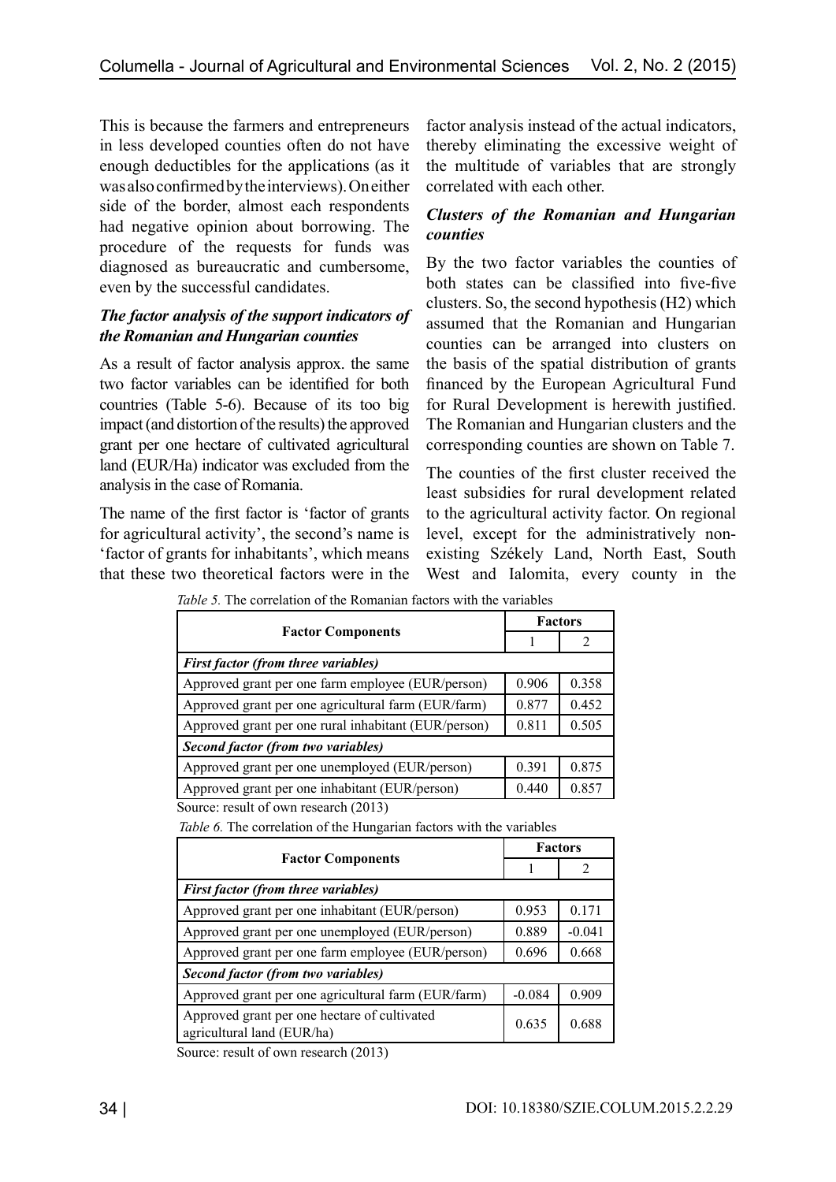This is because the farmers and entrepreneurs in less developed counties often do not have enough deductibles for the applications (as it was also confirmed by the interviews). On either side of the border, almost each respondents had negative opinion about borrowing. The procedure of the requests for funds was diagnosed as bureaucratic and cumbersome, even by the successful candidates.

### *The factor analysis of the support indicators of the Romanian and Hungarian counties*

As a result of factor analysis approx. the same two factor variables can be identified for both countries (Table 5-6). Because of its too big impact (and distortion of the results) the approved grant per one hectare of cultivated agricultural land (EUR/Ha) indicator was excluded from the analysis in the case of Romania.

The name of the first factor is 'factor of grants for agricultural activity', the second's name is 'factor of grants for inhabitants', which means that these two theoretical factors were in the factor analysis instead of the actual indicators, thereby eliminating the excessive weight of the multitude of variables that are strongly correlated with each other.

### *Clusters of the Romanian and Hungarian counties*

By the two factor variables the counties of both states can be classified into five-five clusters. So, the second hypothesis (H2) which assumed that the Romanian and Hungarian counties can be arranged into clusters on the basis of the spatial distribution of grants financed by the European Agricultural Fund for Rural Development is herewith justified. The Romanian and Hungarian clusters and the corresponding counties are shown on Table 7.

The counties of the first cluster received the least subsidies for rural development related to the agricultural activity factor. On regional level, except for the administratively non-existing Székely Land, North East, South West and Ialomita, every county in the

*Table 5.* The correlation of the Romanian factors with the variables

| Factor Components | Factors | |
|---|---|---|
| | 1 | 2 |
| ***First factor (from three variables)*** | | |
| Approved grant per one farm employee (EUR/person) | 0.906 | 0.358 |
| Approved grant per one agricultural farm (EUR/farm) | 0.877 | 0.452 |
| Approved grant per one rural inhabitant (EUR/person) | 0.811 | 0.505 |
| ***Second factor (from two variables)*** | | |
| Approved grant per one unemployed (EUR/person) | 0.391 | 0.875 |
| Approved grant per one inhabitant (EUR/person) | 0.440 | 0.857 |

Source: result of own research (2013)

*Table 6.* The correlation of the Hungarian factors with the variables

| Factor Components | Factors | |
|---|---|---|
| | 1 | 2 |
| ***First factor (from three variables)*** | | |
| Approved grant per one inhabitant (EUR/person) | 0.953 | 0.171 |
| Approved grant per one unemployed (EUR/person) | 0.889 | -0.041 |
| Approved grant per one farm employee (EUR/person) | 0.696 | 0.668 |
| ***Second factor (from two variables)*** | | |
| Approved grant per one agricultural farm (EUR/farm) | -0.084 | 0.909 |
| Approved grant per one hectare of cultivated agricultural land (EUR/ha) | 0.635 | 0.688 |

Source: result of own research (2013)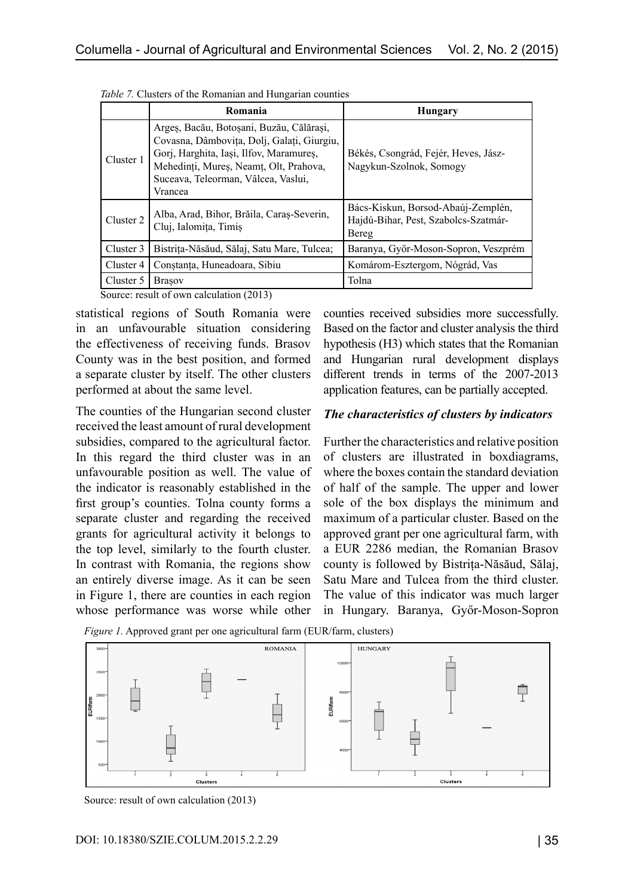*Table 7.* Clusters of the Romanian and Hungarian counties

| | Romania | Hungary |
|---|---|---|
| Cluster 1 | Argeș, Bacău, Botoșani, Buzău, Călărași, Covasna, Dâmbovița, Dolj, Galați, Giurgiu, Gorj, Harghita, Iași, Ilfov, Maramureș, Mehedinți, Mureș, Neamț, Olt, Prahova, Suceava, Teleorman, Vâlcea, Vaslui, Vrancea | Békés, Csongrád, Fejér, Heves, Jász-Nagykun-Szolnok, Somogy |
| Cluster 2 | Alba, Arad, Bihor, Brăila, Caraș-Severin, Cluj, Ialomița, Timiș | Bács-Kiskun, Borsod-Abaúj-Zemplén, Hajdú-Bihar, Pest, Szabolcs-Szatmár-Bereg |
| Cluster 3 | Bistrița-Năsăud, Sălaj, Satu Mare, Tulcea; | Baranya, Győr-Moson-Sopron, Veszprém |
| Cluster 4 | Constanța, Huneadoara, Sibiu | Komárom-Esztergom, Nógrád, Vas |
| Cluster 5 | Brașov | Tolna |

Source: result of own calculation (2013)

statistical regions of South Romania were in an unfavourable situation considering the effectiveness of receiving funds. Brasov County was in the best position, and formed a separate cluster by itself. The other clusters performed at about the same level.

The counties of the Hungarian second cluster received the least amount of rural development subsidies, compared to the agricultural factor. In this regard the third cluster was in an unfavourable position as well. The value of the indicator is reasonably established in the first group's counties. Tolna county forms a separate cluster and regarding the received grants for agricultural activity it belongs to the top level, similarly to the fourth cluster. In contrast with Romania, the regions show an entirely diverse image. As it can be seen in Figure 1, there are counties in each region whose performance was worse while other counties received subsidies more successfully. Based on the factor and cluster analysis the third hypothesis (H3) which states that the Romanian and Hungarian rural development displays different trends in terms of the 2007-2013 application features, can be partially accepted.

### *The characteristics of clusters by indicators*

Further the characteristics and relative position of clusters are illustrated in boxdiagrams, where the boxes contain the standard deviation of half of the sample. The upper and lower sole of the box displays the minimum and maximum of a particular cluster. Based on the approved grant per one agricultural farm, with a EUR 2286 median, the Romanian Brasov county is followed by Bistrița-Năsăud, Sălaj, Satu Mare and Tulcea from the third cluster. The value of this indicator was much larger in Hungary. Baranya, Győr-Moson-Sopron

*Figure 1.* Approved grant per one agricultural farm (EUR/farm, clusters)

Source: result of own calculation (2013)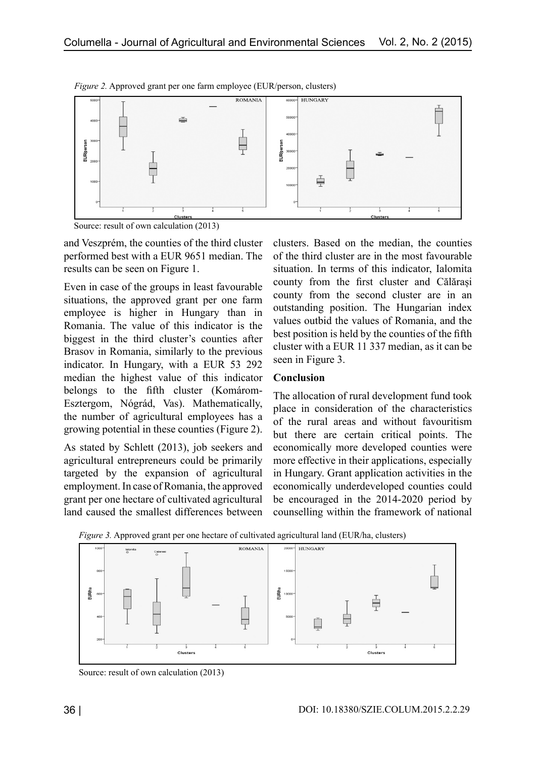*Figure 2.* Approved grant per one farm employee (EUR/person, clusters)

Source: result of own calculation (2013)

and Veszprém, the counties of the third cluster performed best with a EUR 9651 median. The results can be seen on Figure 1.

Even in case of the groups in least favourable situations, the approved grant per one farm employee is higher in Hungary than in Romania. The value of this indicator is the biggest in the third cluster's counties after Brasov in Romania, similarly to the previous indicator. In Hungary, with a EUR 53 292 median the highest value of this indicator belongs to the fifth cluster (Komárom-Esztergom, Nógrád, Vas). Mathematically, the number of agricultural employees has a growing potential in these counties (Figure 2).

As stated by Schlett (2013), job seekers and agricultural entrepreneurs could be primarily targeted by the expansion of agricultural employment. In case of Romania, the approved grant per one hectare of cultivated agricultural land caused the smallest differences between clusters. Based on the median, the counties of the third cluster are in the most favourable situation. In terms of this indicator, Ialomita county from the first cluster and Călărași county from the second cluster are in an outstanding position. The Hungarian index values outbid the values of Romania, and the best position is held by the counties of the fifth cluster with a EUR 11 337 median, as it can be seen in Figure 3.

**Conclusion**

The allocation of rural development fund took place in consideration of the characteristics of the rural areas and without favouritism but there are certain critical points. The economically more developed counties were more effective in their applications, especially in Hungary. Grant application activities in the economically underdeveloped counties could be encouraged in the 2014-2020 period by counselling within the framework of national

*Figure 3.* Approved grant per one hectare of cultivated agricultural land (EUR/ha, clusters)

Source: result of own calculation (2013)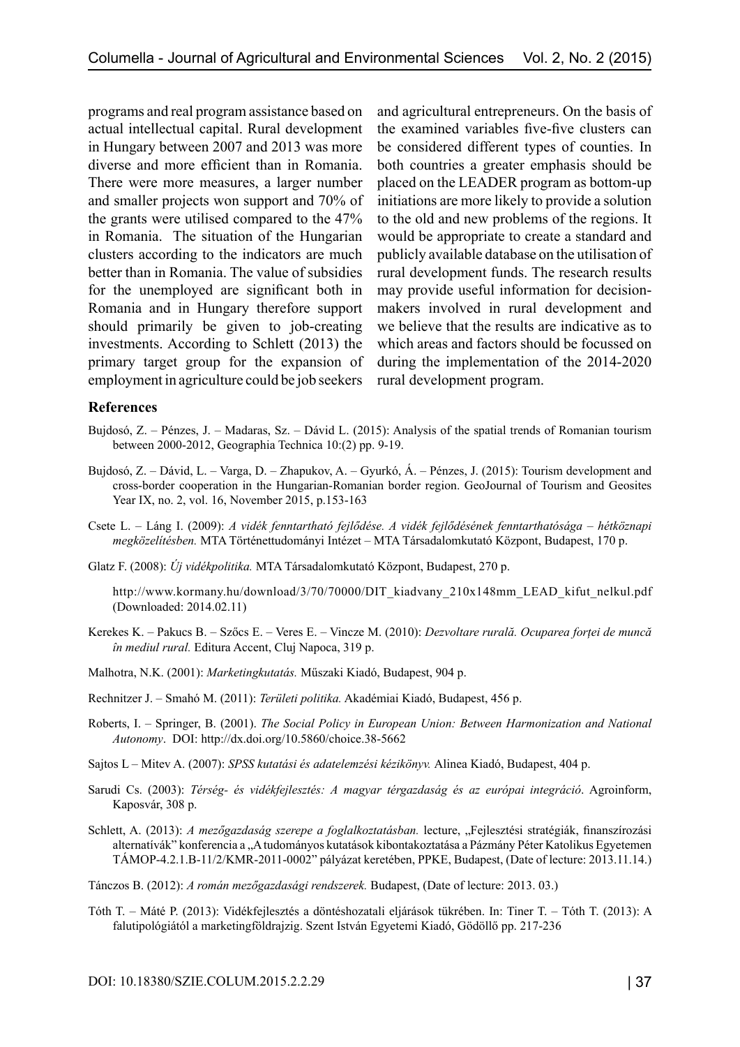programs and real program assistance based on actual intellectual capital. Rural development in Hungary between 2007 and 2013 was more diverse and more efficient than in Romania. There were more measures, a larger number and smaller projects won support and 70% of the grants were utilised compared to the 47% in Romania. The situation of the Hungarian clusters according to the indicators are much better than in Romania. The value of subsidies for the unemployed are significant both in Romania and in Hungary therefore support should primarily be given to job-creating investments. According to Schlett (2013) the primary target group for the expansion of employment in agriculture could be job seekers and agricultural entrepreneurs. On the basis of the examined variables five-five clusters can be considered different types of counties. In both countries a greater emphasis should be placed on the LEADER program as bottom-up initiations are more likely to provide a solution to the old and new problems of the regions. It would be appropriate to create a standard and publicly available database on the utilisation of rural development funds. The research results may provide useful information for decision-makers involved in rural development and we believe that the results are indicative as to which areas and factors should be focussed on during the implementation of the 2014-2020 rural development program.

## References

Bujdosó, Z. – Pénzes, J. – Madaras, Sz. – Dávid L. (2015): Analysis of the spatial trends of Romanian tourism between 2000-2012, Geographia Technica 10:(2) pp. 9-19.

Bujdosó, Z. – Dávid, L. – Varga, D. – Zhapukov, A. – Gyurkó, Á. – Pénzes, J. (2015): Tourism development and cross-border cooperation in the Hungarian-Romanian border region. GeoJournal of Tourism and Geosites Year IX, no. 2, vol. 16, November 2015, p.153-163

Csete L. – Láng I. (2009): *A vidék fenntartható fejlődése. A vidék fejlődésének fenntarthatósága – hétköznapi megközelítésben.* MTA Történettudományi Intézet – MTA Társadalomkutató Központ, Budapest, 170 p.

Glatz F. (2008): *Új vidékpolitika.* MTA Társadalomkutató Központ, Budapest, 270 p.

http://www.kormany.hu/download/3/70/70000/DIT_kiadvany_210x148mm_LEAD_kifut_nelkul.pdf (Downloaded: 2014.02.11)

Kerekes K. – Pakucs B. – Szőcs E. – Veres E. – Vincze M. (2010): *Dezvoltare rurală. Ocuparea forței de muncă în mediul rural.* Editura Accent, Cluj Napoca, 319 p.

Malhotra, N.K. (2001): *Marketingkutatás.* Műszaki Kiadó, Budapest, 904 p.

Rechnitzer J. – Smahó M. (2011): *Területi politika.* Akadémiai Kiadó, Budapest, 456 p.

Roberts, I. – Springer, B. (2001). *The Social Policy in European Union: Between Harmonization and National Autonomy*. DOI: http://dx.doi.org/10.5860/choice.38-5662

Sajtos L – Mitev A. (2007): *SPSS kutatási és adatelemzési kézikönyv.* Alinea Kiadó, Budapest, 404 p.

Sarudi Cs. (2003): *Térség- és vidékfejlesztés: A magyar térgazdaság és az európai integráció*. Agroinform, Kaposvár, 308 p.

Schlett, A. (2013): *A mezőgazdaság szerepe a foglalkoztatásban.* lecture, „Fejlesztési stratégiák, finanszírozási alternatívák" konferencia a „A tudományos kutatások kibontakoztatása a Pázmány Péter Katolikus Egyetemen TÁMOP-4.2.1.B-11/2/KMR-2011-0002" pályázat keretében, PPKE, Budapest, (Date of lecture: 2013.11.14.)

Tánczos B. (2012): *A román mezőgazdasági rendszerek.* Budapest, (Date of lecture: 2013. 03.)

Tóth T. – Máté P. (2013): Vidékfejlesztés a döntéshozatali eljárások tükrében. In: Tiner T. – Tóth T. (2013): A falutipológiától a marketingföldrajzig. Szent István Egyetemi Kiadó, Gödöllő pp. 217-236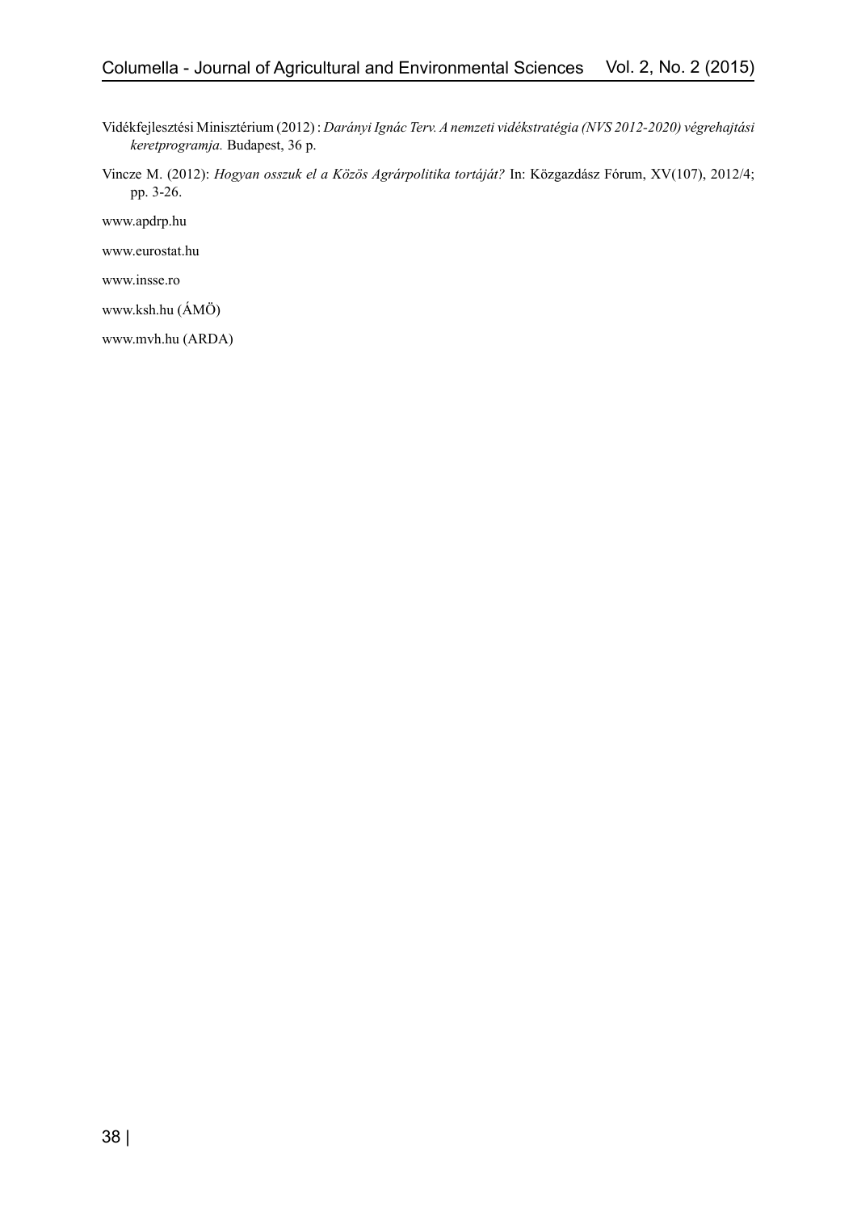Vidékfejlesztési Minisztérium (2012) : *Darányi Ignác Terv. A nemzeti vidékstratégia (NVS 2012-2020) végrehajtási keretprogramja.* Budapest, 36 p.

Vincze M. (2012): *Hogyan osszuk el a Közös Agrárpolitika tortáját?* In: Közgazdász Fórum, XV(107), 2012/4; pp. 3-26.

www.apdrp.hu

www.eurostat.hu

www.insse.ro

www.ksh.hu (ÁMÖ)

www.mvh.hu (ARDA)